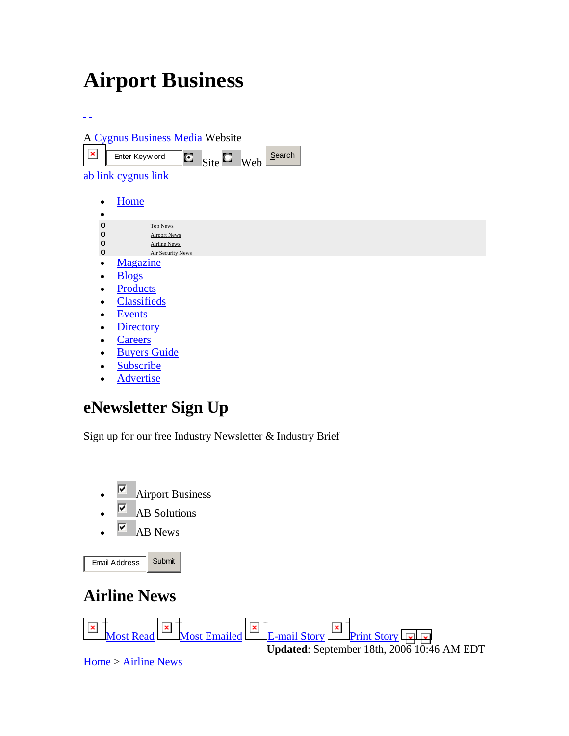# Airport Business

A Cygnus Business Media Website

Enter Keyword Site Web Search

ab link cygnus link

- Home
-
  - Top News
  - Airport News
  - Airline News
  - Air Security News
- Magazine
- Blogs
- Products
- Classifieds
- Events
- Directory
- Careers
- Buyers Guide
- Subscribe
- Advertise

## eNewsletter Sign Up

Sign up for our free Industry Newsletter & Industry Brief

- Airport Business
- AB Solutions
- AB News

Email Address Submit

## Airline News

Most Read Most Emailed E-mail Story Print Story

**Updated**: September 18th, 2006 10:46 AM EDT

Home > Airline News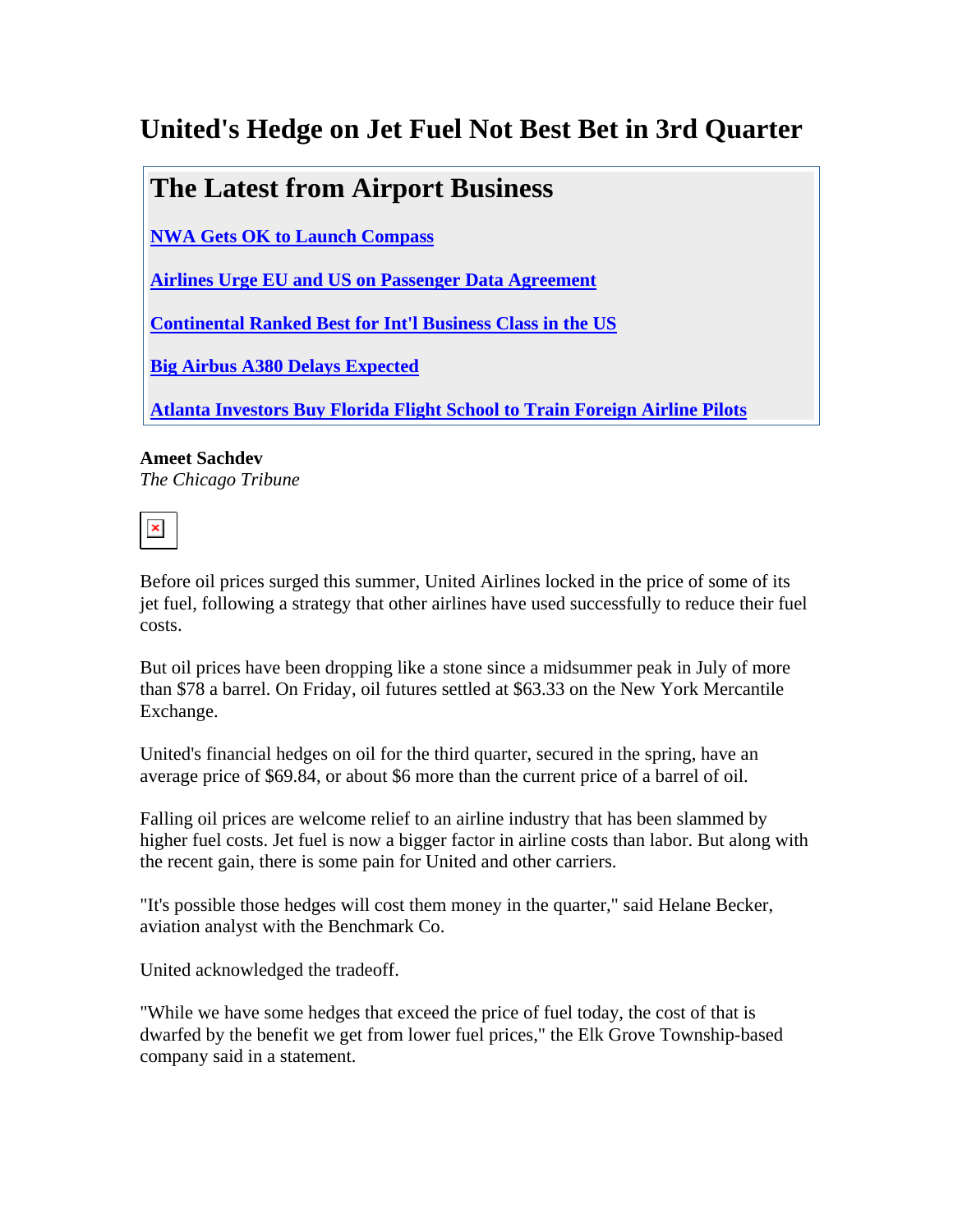# United's Hedge on Jet Fuel Not Best Bet in 3rd Quarter

## The Latest from Airport Business

**NWA Gets OK to Launch Compass**

**Airlines Urge EU and US on Passenger Data Agreement**

**Continental Ranked Best for Int'l Business Class in the US**

**Big Airbus A380 Delays Expected**

**Atlanta Investors Buy Florida Flight School to Train Foreign Airline Pilots**

**Ameet Sachdev**
*The Chicago Tribune*

Before oil prices surged this summer, United Airlines locked in the price of some of its jet fuel, following a strategy that other airlines have used successfully to reduce their fuel costs.

But oil prices have been dropping like a stone since a midsummer peak in July of more than $78 a barrel. On Friday, oil futures settled at $63.33 on the New York Mercantile Exchange.

United's financial hedges on oil for the third quarter, secured in the spring, have an average price of $69.84, or about $6 more than the current price of a barrel of oil.

Falling oil prices are welcome relief to an airline industry that has been slammed by higher fuel costs. Jet fuel is now a bigger factor in airline costs than labor. But along with the recent gain, there is some pain for United and other carriers.

"It's possible those hedges will cost them money in the quarter," said Helane Becker, aviation analyst with the Benchmark Co.

United acknowledged the tradeoff.

"While we have some hedges that exceed the price of fuel today, the cost of that is dwarfed by the benefit we get from lower fuel prices," the Elk Grove Township-based company said in a statement.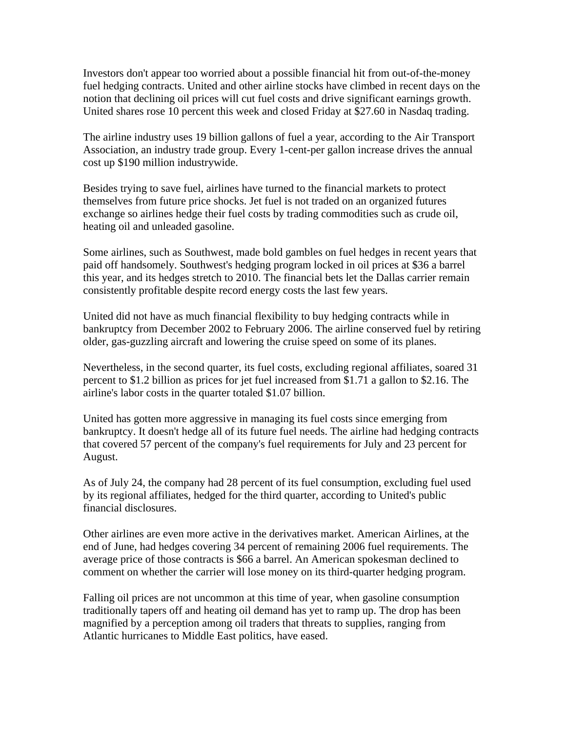Investors don't appear too worried about a possible financial hit from out-of-the-money fuel hedging contracts. United and other airline stocks have climbed in recent days on the notion that declining oil prices will cut fuel costs and drive significant earnings growth. United shares rose 10 percent this week and closed Friday at $27.60 in Nasdaq trading.

The airline industry uses 19 billion gallons of fuel a year, according to the Air Transport Association, an industry trade group. Every 1-cent-per gallon increase drives the annual cost up $190 million industrywide.

Besides trying to save fuel, airlines have turned to the financial markets to protect themselves from future price shocks. Jet fuel is not traded on an organized futures exchange so airlines hedge their fuel costs by trading commodities such as crude oil, heating oil and unleaded gasoline.

Some airlines, such as Southwest, made bold gambles on fuel hedges in recent years that paid off handsomely. Southwest's hedging program locked in oil prices at $36 a barrel this year, and its hedges stretch to 2010. The financial bets let the Dallas carrier remain consistently profitable despite record energy costs the last few years.

United did not have as much financial flexibility to buy hedging contracts while in bankruptcy from December 2002 to February 2006. The airline conserved fuel by retiring older, gas-guzzling aircraft and lowering the cruise speed on some of its planes.

Nevertheless, in the second quarter, its fuel costs, excluding regional affiliates, soared 31 percent to $1.2 billion as prices for jet fuel increased from $1.71 a gallon to $2.16. The airline's labor costs in the quarter totaled $1.07 billion.

United has gotten more aggressive in managing its fuel costs since emerging from bankruptcy. It doesn't hedge all of its future fuel needs. The airline had hedging contracts that covered 57 percent of the company's fuel requirements for July and 23 percent for August.

As of July 24, the company had 28 percent of its fuel consumption, excluding fuel used by its regional affiliates, hedged for the third quarter, according to United's public financial disclosures.

Other airlines are even more active in the derivatives market. American Airlines, at the end of June, had hedges covering 34 percent of remaining 2006 fuel requirements. The average price of those contracts is $66 a barrel. An American spokesman declined to comment on whether the carrier will lose money on its third-quarter hedging program.

Falling oil prices are not uncommon at this time of year, when gasoline consumption traditionally tapers off and heating oil demand has yet to ramp up. The drop has been magnified by a perception among oil traders that threats to supplies, ranging from Atlantic hurricanes to Middle East politics, have eased.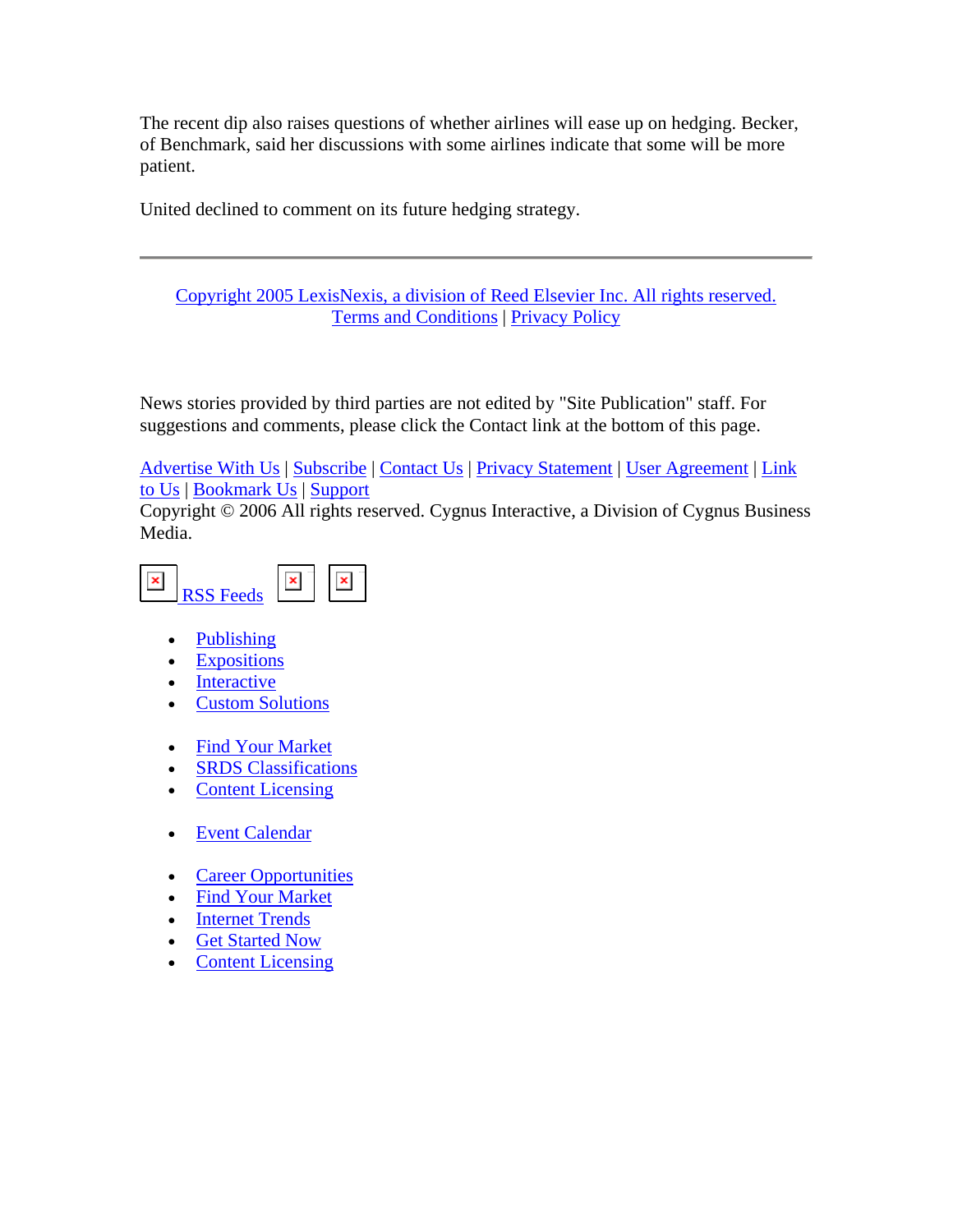The recent dip also raises questions of whether airlines will ease up on hedging. Becker, of Benchmark, said her discussions with some airlines indicate that some will be more patient.

United declined to comment on its future hedging strategy.

---

Copyright 2005 LexisNexis, a division of Reed Elsevier Inc. All rights reserved.
Terms and Conditions | Privacy Policy

News stories provided by third parties are not edited by "Site Publication" staff. For suggestions and comments, please click the Contact link at the bottom of this page.

Advertise With Us | Subscribe | Contact Us | Privacy Statement | User Agreement | Link to Us | Bookmark Us | Support
Copyright © 2006 All rights reserved. Cygnus Interactive, a Division of Cygnus Business Media.

RSS Feeds

- Publishing
- Expositions
- Interactive
- Custom Solutions

- Find Your Market
- SRDS Classifications
- Content Licensing

- Event Calendar

- Career Opportunities
- Find Your Market
- Internet Trends
- Get Started Now
- Content Licensing